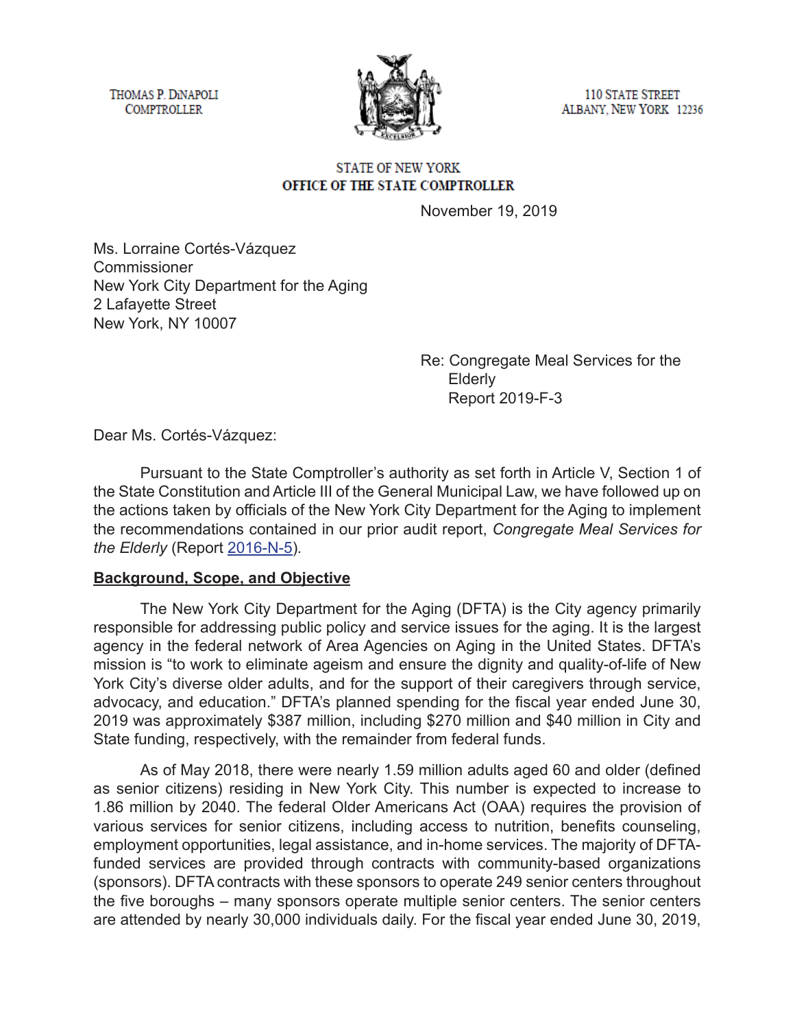THOMAS P. DiNAPOLI
COMPTROLLER

110 STATE STREET
ALBANY, NEW YORK 12236

STATE OF NEW YORK
**OFFICE OF THE STATE COMPTROLLER**

November 19, 2019

Ms. Lorraine Cortés-Vázquez
Commissioner
New York City Department for the Aging
2 Lafayette Street
New York, NY 10007

Re: Congregate Meal Services for the Elderly
Report 2019-F-3

Dear Ms. Cortés-Vázquez:

Pursuant to the State Comptroller's authority as set forth in Article V, Section 1 of the State Constitution and Article III of the General Municipal Law, we have followed up on the actions taken by officials of the New York City Department for the Aging to implement the recommendations contained in our prior audit report, *Congregate Meal Services for the Elderly* (Report 2016-N-5).

**Background, Scope, and Objective**

The New York City Department for the Aging (DFTA) is the City agency primarily responsible for addressing public policy and service issues for the aging. It is the largest agency in the federal network of Area Agencies on Aging in the United States. DFTA's mission is "to work to eliminate ageism and ensure the dignity and quality-of-life of New York City's diverse older adults, and for the support of their caregivers through service, advocacy, and education." DFTA's planned spending for the fiscal year ended June 30, 2019 was approximately $387 million, including $270 million and $40 million in City and State funding, respectively, with the remainder from federal funds.

As of May 2018, there were nearly 1.59 million adults aged 60 and older (defined as senior citizens) residing in New York City. This number is expected to increase to 1.86 million by 2040. The federal Older Americans Act (OAA) requires the provision of various services for senior citizens, including access to nutrition, benefits counseling, employment opportunities, legal assistance, and in-home services. The majority of DFTA-funded services are provided through contracts with community-based organizations (sponsors). DFTA contracts with these sponsors to operate 249 senior centers throughout the five boroughs – many sponsors operate multiple senior centers. The senior centers are attended by nearly 30,000 individuals daily. For the fiscal year ended June 30, 2019,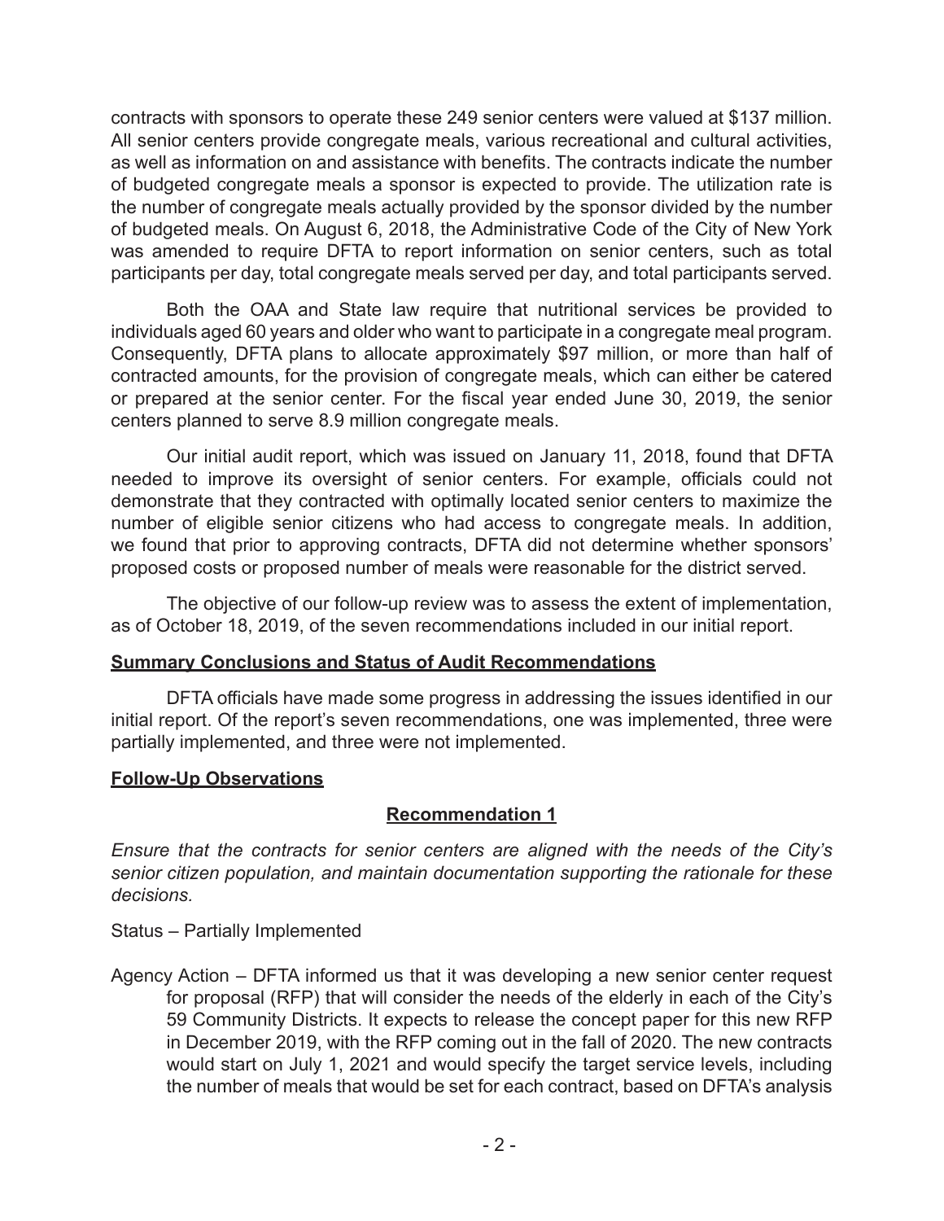contracts with sponsors to operate these 249 senior centers were valued at $137 million. All senior centers provide congregate meals, various recreational and cultural activities, as well as information on and assistance with benefits. The contracts indicate the number of budgeted congregate meals a sponsor is expected to provide. The utilization rate is the number of congregate meals actually provided by the sponsor divided by the number of budgeted meals. On August 6, 2018, the Administrative Code of the City of New York was amended to require DFTA to report information on senior centers, such as total participants per day, total congregate meals served per day, and total participants served.

Both the OAA and State law require that nutritional services be provided to individuals aged 60 years and older who want to participate in a congregate meal program. Consequently, DFTA plans to allocate approximately $97 million, or more than half of contracted amounts, for the provision of congregate meals, which can either be catered or prepared at the senior center. For the fiscal year ended June 30, 2019, the senior centers planned to serve 8.9 million congregate meals.

Our initial audit report, which was issued on January 11, 2018, found that DFTA needed to improve its oversight of senior centers. For example, officials could not demonstrate that they contracted with optimally located senior centers to maximize the number of eligible senior citizens who had access to congregate meals. In addition, we found that prior to approving contracts, DFTA did not determine whether sponsors' proposed costs or proposed number of meals were reasonable for the district served.

The objective of our follow-up review was to assess the extent of implementation, as of October 18, 2019, of the seven recommendations included in our initial report.

**Summary Conclusions and Status of Audit Recommendations**

DFTA officials have made some progress in addressing the issues identified in our initial report. Of the report's seven recommendations, one was implemented, three were partially implemented, and three were not implemented.

**Follow-Up Observations**

**Recommendation 1**

*Ensure that the contracts for senior centers are aligned with the needs of the City's senior citizen population, and maintain documentation supporting the rationale for these decisions.*

Status – Partially Implemented

Agency Action – DFTA informed us that it was developing a new senior center request for proposal (RFP) that will consider the needs of the elderly in each of the City's 59 Community Districts. It expects to release the concept paper for this new RFP in December 2019, with the RFP coming out in the fall of 2020. The new contracts would start on July 1, 2021 and would specify the target service levels, including the number of meals that would be set for each contract, based on DFTA's analysis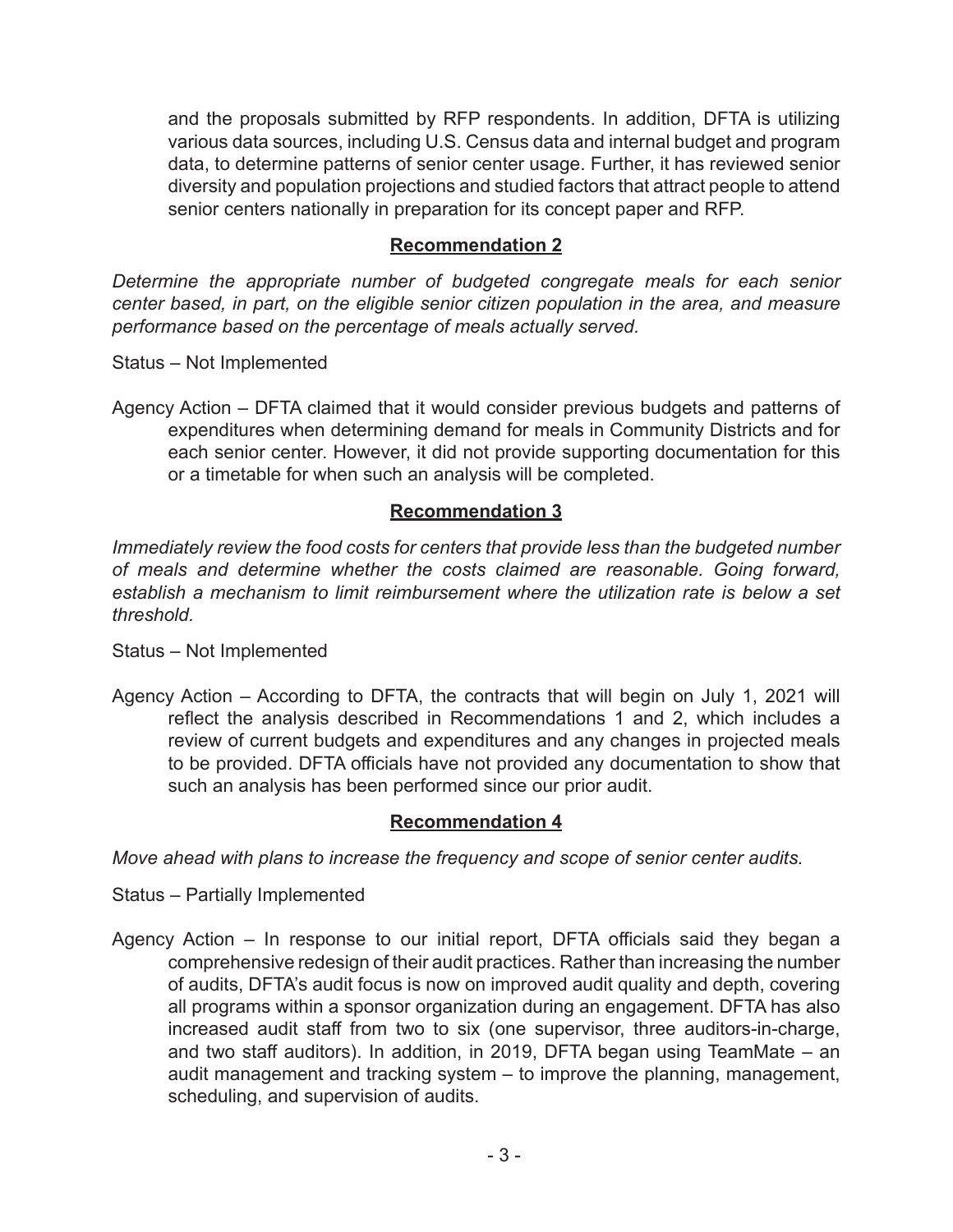and the proposals submitted by RFP respondents. In addition, DFTA is utilizing various data sources, including U.S. Census data and internal budget and program data, to determine patterns of senior center usage. Further, it has reviewed senior diversity and population projections and studied factors that attract people to attend senior centers nationally in preparation for its concept paper and RFP.

### Recommendation 2

*Determine the appropriate number of budgeted congregate meals for each senior center based, in part, on the eligible senior citizen population in the area, and measure performance based on the percentage of meals actually served.*

Status – Not Implemented

Agency Action – DFTA claimed that it would consider previous budgets and patterns of expenditures when determining demand for meals in Community Districts and for each senior center. However, it did not provide supporting documentation for this or a timetable for when such an analysis will be completed.

### Recommendation 3

*Immediately review the food costs for centers that provide less than the budgeted number of meals and determine whether the costs claimed are reasonable. Going forward, establish a mechanism to limit reimbursement where the utilization rate is below a set threshold.*

Status – Not Implemented

Agency Action – According to DFTA, the contracts that will begin on July 1, 2021 will reflect the analysis described in Recommendations 1 and 2, which includes a review of current budgets and expenditures and any changes in projected meals to be provided. DFTA officials have not provided any documentation to show that such an analysis has been performed since our prior audit.

### Recommendation 4

*Move ahead with plans to increase the frequency and scope of senior center audits.*

Status – Partially Implemented

Agency Action – In response to our initial report, DFTA officials said they began a comprehensive redesign of their audit practices. Rather than increasing the number of audits, DFTA's audit focus is now on improved audit quality and depth, covering all programs within a sponsor organization during an engagement. DFTA has also increased audit staff from two to six (one supervisor, three auditors-in-charge, and two staff auditors). In addition, in 2019, DFTA began using TeamMate – an audit management and tracking system – to improve the planning, management, scheduling, and supervision of audits.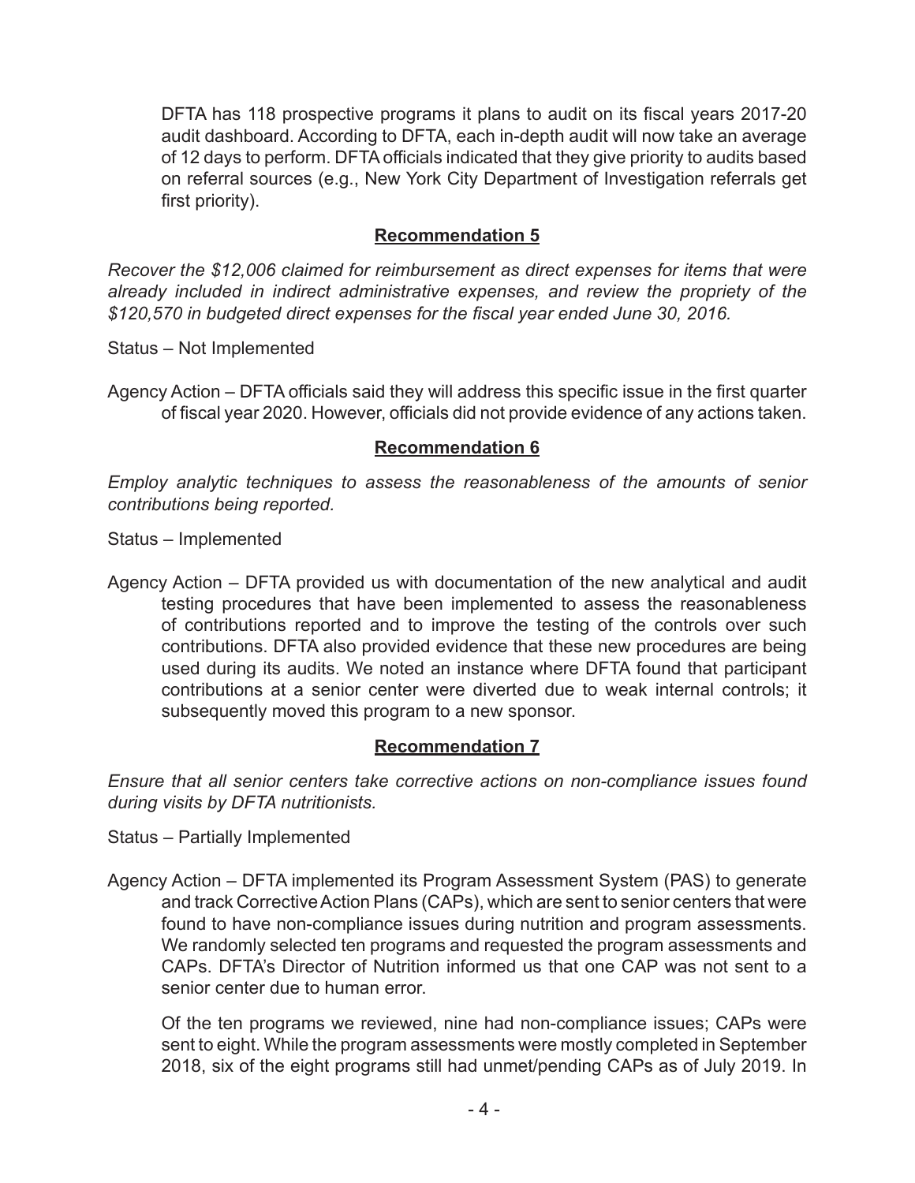DFTA has 118 prospective programs it plans to audit on its fiscal years 2017-20 audit dashboard. According to DFTA, each in-depth audit will now take an average of 12 days to perform. DFTA officials indicated that they give priority to audits based on referral sources (e.g., New York City Department of Investigation referrals get first priority).

### Recommendation 5

*Recover the $12,006 claimed for reimbursement as direct expenses for items that were already included in indirect administrative expenses, and review the propriety of the $120,570 in budgeted direct expenses for the fiscal year ended June 30, 2016.*

Status – Not Implemented

Agency Action – DFTA officials said they will address this specific issue in the first quarter of fiscal year 2020. However, officials did not provide evidence of any actions taken.

### Recommendation 6

*Employ analytic techniques to assess the reasonableness of the amounts of senior contributions being reported.*

Status – Implemented

Agency Action – DFTA provided us with documentation of the new analytical and audit testing procedures that have been implemented to assess the reasonableness of contributions reported and to improve the testing of the controls over such contributions. DFTA also provided evidence that these new procedures are being used during its audits. We noted an instance where DFTA found that participant contributions at a senior center were diverted due to weak internal controls; it subsequently moved this program to a new sponsor.

### Recommendation 7

*Ensure that all senior centers take corrective actions on non-compliance issues found during visits by DFTA nutritionists.*

Status – Partially Implemented

Agency Action – DFTA implemented its Program Assessment System (PAS) to generate and track Corrective Action Plans (CAPs), which are sent to senior centers that were found to have non-compliance issues during nutrition and program assessments. We randomly selected ten programs and requested the program assessments and CAPs. DFTA's Director of Nutrition informed us that one CAP was not sent to a senior center due to human error.

Of the ten programs we reviewed, nine had non-compliance issues; CAPs were sent to eight. While the program assessments were mostly completed in September 2018, six of the eight programs still had unmet/pending CAPs as of July 2019. In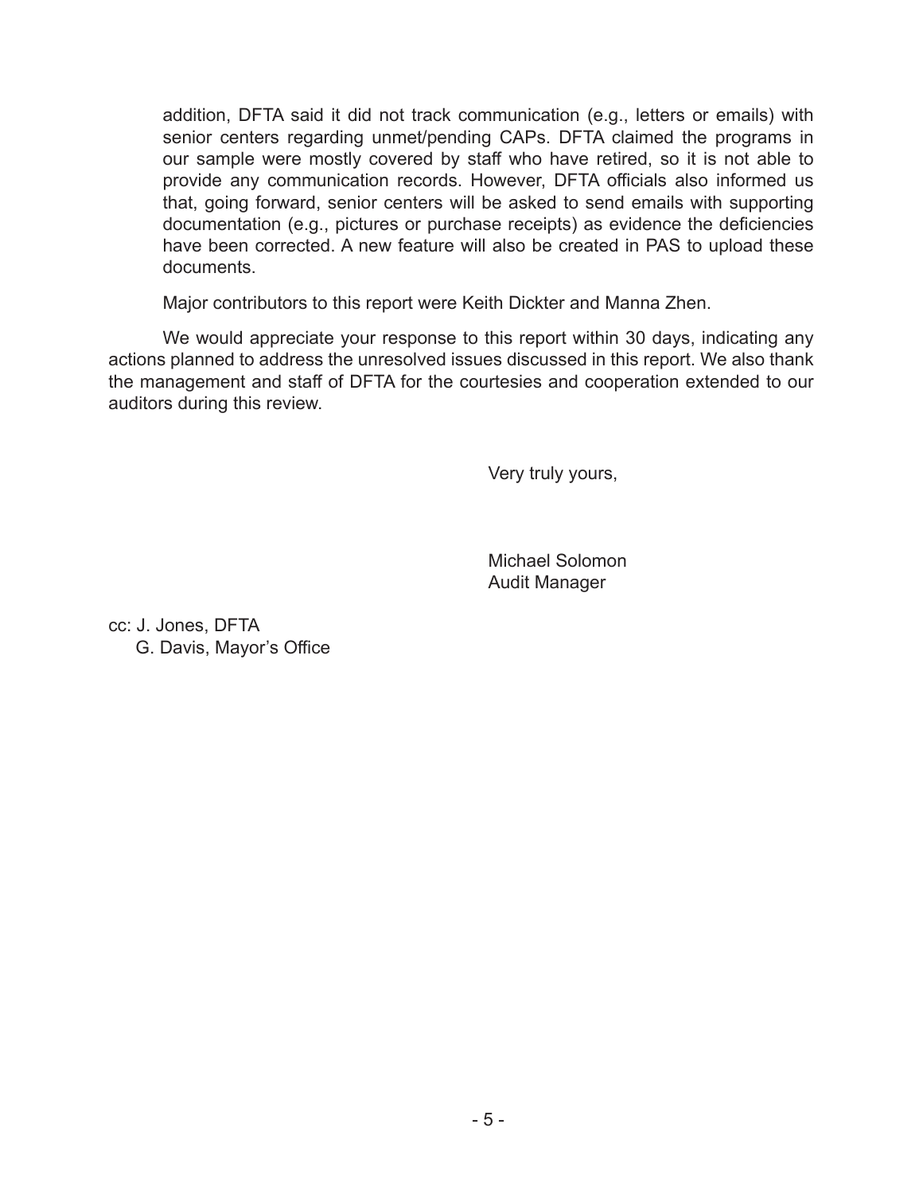addition, DFTA said it did not track communication (e.g., letters or emails) with senior centers regarding unmet/pending CAPs. DFTA claimed the programs in our sample were mostly covered by staff who have retired, so it is not able to provide any communication records. However, DFTA officials also informed us that, going forward, senior centers will be asked to send emails with supporting documentation (e.g., pictures or purchase receipts) as evidence the deficiencies have been corrected. A new feature will also be created in PAS to upload these documents.

Major contributors to this report were Keith Dickter and Manna Zhen.

We would appreciate your response to this report within 30 days, indicating any actions planned to address the unresolved issues discussed in this report. We also thank the management and staff of DFTA for the courtesies and cooperation extended to our auditors during this review.

Very truly yours,

Michael Solomon
Audit Manager

cc: J. Jones, DFTA
G. Davis, Mayor's Office